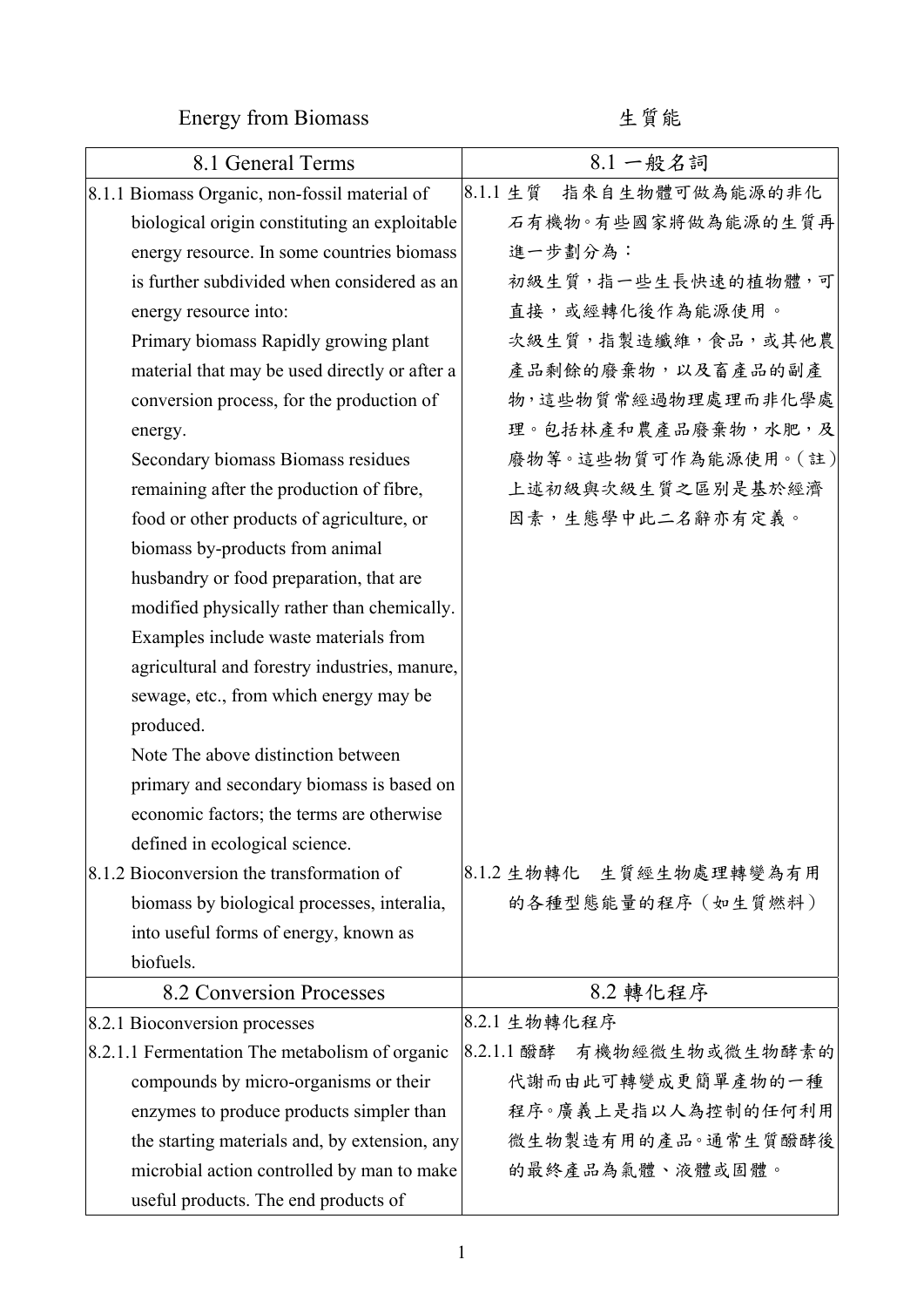Energy from Biomass　　　　　　　　　　生質能

| 8.1 General Terms | 8.1 一般名詞 |
|---|---|
| 8.1.1 Biomass Organic, non-fossil material of biological origin constituting an exploitable energy resource. In some countries biomass is further subdivided when considered as an energy resource into:<br>Primary biomass Rapidly growing plant material that may be used directly or after a conversion process, for the production of energy.<br>Secondary biomass Biomass residues remaining after the production of fibre, food or other products of agriculture, or biomass by-products from animal husbandry or food preparation, that are modified physically rather than chemically. Examples include waste materials from agricultural and forestry industries, manure, sewage, etc., from which energy may be produced.<br>Note The above distinction between primary and secondary biomass is based on economic factors; the terms are otherwise defined in ecological science. | 8.1.1 生質　指來自生物體可做為能源的非化石有機物。有些國家將做為能源的生質再進一步劃分為：<br>初級生質，指一些生長快速的植物體，可直接，或經轉化後作為能源使用。<br>次級生質，指製造纖維，食品，或其他農產品剩餘的廢棄物，以及畜產品的副產物，這些物質常經過物理處理而非化學處理。包括林產和農產品廢棄物，水肥，及廢物等。這些物質可作為能源使用。(註)上述初級與次級生質之區別是基於經濟因素，生態學中此二名辭亦有定義。 |
| 8.1.2 Bioconversion the transformation of biomass by biological processes, interalia, into useful forms of energy, known as biofuels. | 8.1.2 生物轉化　生質經生物處理轉變為有用的各種型態能量的程序（如生質燃料） |
| **8.2 Conversion Processes** | **8.2 轉化程序** |
| 8.2.1 Bioconversion processes | 8.2.1 生物轉化程序 |
| 8.2.1.1 Fermentation The metabolism of organic compounds by micro-organisms or their enzymes to produce products simpler than the starting materials and, by extension, any microbial action controlled by man to make useful products. The end products of | 8.2.1.1 醱酵　有機物經微生物或微生物酵素的代謝而由此可轉變成更簡單產物的一種程序。廣義上是指以人為控制的任何利用微生物製造有用的產品。通常生質醱酵後的最終產品為氣體、液體或固體。 |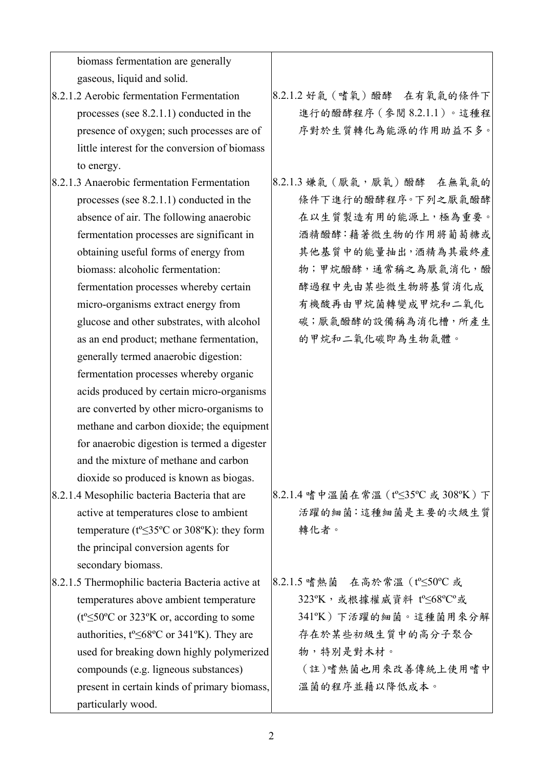| | |
|---|---|
| biomass fermentation are generally gaseous, liquid and solid. | |
| 8.2.1.2 Aerobic fermentation Fermentation processes (see 8.2.1.1) conducted in the presence of oxygen; such processes are of little interest for the conversion of biomass to energy. | 8.2.1.2 好氣（嗜氧）醱酵　在有氧氣的條件下進行的醱酵程序（參閱 8.2.1.1）。這種程序對於生質轉化為能源的作用助益不多。 |
| 8.2.1.3 Anaerobic fermentation Fermentation processes (see 8.2.1.1) conducted in the absence of air. The following anaerobic fermentation processes are significant in obtaining useful forms of energy from biomass: alcoholic fermentation: fermentation processes whereby certain micro-organisms extract energy from glucose and other substrates, with alcohol as an end product; methane fermentation, generally termed anaerobic digestion: fermentation processes whereby organic acids produced by certain micro-organisms are converted by other micro-organisms to methane and carbon dioxide; the equipment for anaerobic digestion is termed a digester and the mixture of methane and carbon dioxide so produced is known as biogas. | 8.2.1.3 嫌氣（厭氣，厭氧）醱酵　在無氧氣的條件下進行的醱酵程序。下列之厭氣醱酵在以生質製造有用的能源上，極為重要。酒精醱酵：藉著微生物的作用將葡萄糖或其他基質中的能量抽出，酒精為其最終產物；甲烷醱酵，通常稱之為厭氣消化，醱酵過程中先由某些微生物將基質消化成有機酸再由甲烷菌轉變成甲烷和二氧化碳；厭氣醱酵的設備稱為消化槽，所產生的甲烷和二氧化碳即為生物氣體。 |
| 8.2.1.4 Mesophilic bacteria Bacteria that are active at temperatures close to ambient temperature (tº≤35ºC or 308ºK): they form the principal conversion agents for secondary biomass. | 8.2.1.4 嗜中溫菌在常溫（tº≤35ºC 或 308ºK）下活躍的細菌：這種細菌是主要的次級生質轉化者。 |
| 8.2.1.5 Thermophilic bacteria Bacteria active at temperatures above ambient temperature (tº≤50ºC or 323ºK or, according to some authorities, tº≤68ºC or 341ºK). They are used for breaking down highly polymerized compounds (e.g. ligneous substances) present in certain kinds of primary biomass, particularly wood. | 8.2.1.5 嗜熱菌　在高於常溫（tº≤50ºC 或 323ºK，或根據權威資料 tº≤68ºCº或 341ºK）下活躍的細菌。這種菌用來分解存在於某些初級生質中的高分子聚合物，特別是對木材。<br>（註）嗜熱菌也用來改善傳統上使用嗜中溫菌的程序並藉以降低成本。 |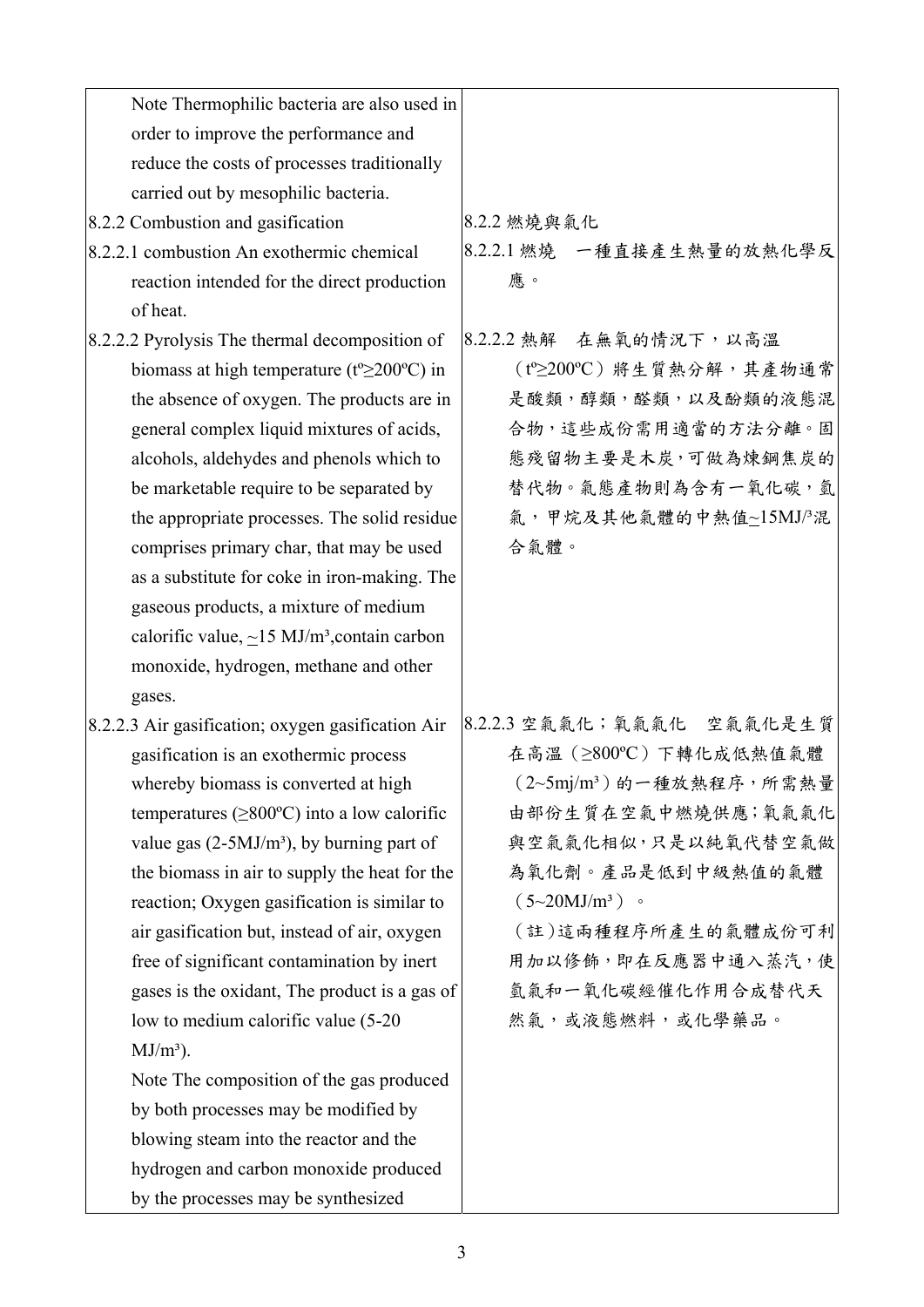| | |
|---|---|
| Note Thermophilic bacteria are also used in order to improve the performance and reduce the costs of processes traditionally carried out by mesophilic bacteria. | |
| 8.2.2 Combustion and gasification | 8.2.2 燃燒與氣化 |
| 8.2.2.1 combustion An exothermic chemical reaction intended for the direct production of heat. | 8.2.2.1 燃燒　一種直接產生熱量的放熱化學反應。 |
| 8.2.2.2 Pyrolysis The thermal decomposition of biomass at high temperature (tº≥200ºC) in the absence of oxygen. The products are in general complex liquid mixtures of acids, alcohols, aldehydes and phenols which to be marketable require to be separated by the appropriate processes. The solid residue comprises primary char, that may be used as a substitute for coke in iron-making. The gaseous products, a mixture of medium calorific value, ~15 MJ/m³,contain carbon monoxide, hydrogen, methane and other gases. | 8.2.2.2 熱解　在無氧的情況下，以高溫（tº≥200ºC）將生質熱分解，其產物通常是酸類，醇類，醛類，以及酚類的液態混合物，這些成份需用適當的方法分離。固態殘留物主要是木炭，可做為煉鋼焦炭的替代物。氣態產物則為含有一氧化碳，氫氣，甲烷及其他氣體的中熱值~15MJ/³混合氣體。 |
| 8.2.2.3 Air gasification; oxygen gasification Air gasification is an exothermic process whereby biomass is converted at high temperatures (≥800ºC) into a low calorific value gas (2-5MJ/m³), by burning part of the biomass in air to supply the heat for the reaction; Oxygen gasification is similar to air gasification but, instead of air, oxygen free of significant contamination by inert gases is the oxidant, The product is a gas of low to medium calorific value (5-20 MJ/m³).<br>Note The composition of the gas produced by both processes may be modified by blowing steam into the reactor and the hydrogen and carbon monoxide produced by the processes may be synthesized | 8.2.2.3 空氣氣化；氧氣氣化　空氣氣化是生質在高溫（≥800ºC）下轉化成低熱值氣體（2~5mj/m³）的一種放熱程序，所需熱量由部份生質在空氣中燃燒供應；氧氣氣化與空氣氣化相似，只是以純氧代替空氣做為氧化劑。產品是低到中級熱值的氣體（5~20MJ/m³）。<br>（註）這兩種程序所產生的氣體成份可利用加以修飾，即在反應器中通入蒸汽，使氫氣和一氧化碳經催化作用合成替代天然氣，或液態燃料，或化學藥品。 |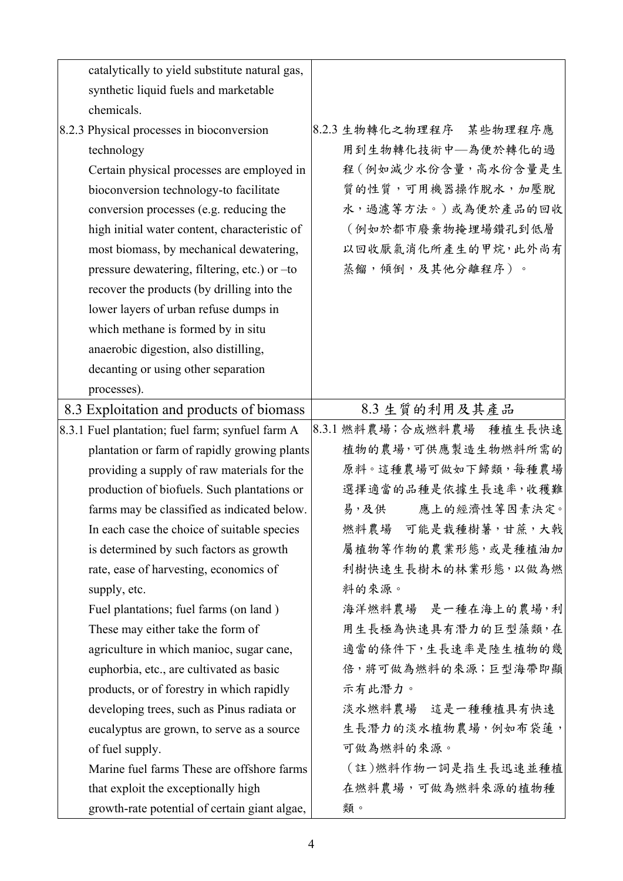| | |
|---|---|
| catalytically to yield substitute natural gas, synthetic liquid fuels and marketable chemicals. | |
| 8.2.3 Physical processes in bioconversion technology<br>Certain physical processes are employed in bioconversion technology-to facilitate conversion processes (e.g. reducing the high initial water content, characteristic of most biomass, by mechanical dewatering, pressure dewatering, filtering, etc.) or –to recover the products (by drilling into the lower layers of urban refuse dumps in which methane is formed by in situ anaerobic digestion, also distilling, decanting or using other separation processes). | 8.2.3 生物轉化之物理程序　某些物理程序應用到生物轉化技術中—為便於轉化的過程（例如減少水份含量，高水份含量是生質的性質，可用機器操作脫水，加壓脫水，過濾等方法。）或為便於產品的回收（例如於都市廢棄物掩埋場鑽孔到低層以回收厭氣消化所產生的甲烷，此外尚有蒸餾，傾倒，及其他分離程序）。 |
| 8.3 Exploitation and products of biomass | 8.3 生質的利用及其產品 |
| 8.3.1 Fuel plantation; fuel farm; synfuel farm A plantation or farm of rapidly growing plants providing a supply of raw materials for the production of biofuels. Such plantations or farms may be classified as indicated below. In each case the choice of suitable species is determined by such factors as growth rate, ease of harvesting, economics of supply, etc.<br>Fuel plantations; fuel farms (on land ) These may either take the form of agriculture in which manioc, sugar cane, euphorbia, etc., are cultivated as basic products, or of forestry in which rapidly developing trees, such as Pinus radiata or eucalyptus are grown, to serve as a source of fuel supply.<br>Marine fuel farms These are offshore farms that exploit the exceptionally high growth-rate potential of certain giant algae, | 8.3.1 燃料農場；合成燃料農場　種植生長快速植物的農場，可供應製造生物燃料所需的原料。這種農場可做如下歸類，每種農場選擇適當的品種是依據生長速率，收穫難易，及供　　應上的經濟性等因素決定。<br>燃料農場　可能是栽種樹薯，甘蔗，大戟屬植物等作物的農業形態，或是種植油加利樹快速生長樹木的林業形態，以做為燃料的來源。<br>海洋燃料農場　是一種在海上的農場，利用生長極為快速具有潛力的巨型藻類，在適當的條件下，生長速率是陸生植物的幾倍，將可做為燃料的來源；巨型海帶即顯示有此潛力。<br>淡水燃料農場　這是一種種植具有快速生長潛力的淡水植物農場，例如布袋蓮，可做為燃料的來源。<br>（註）燃料作物一詞是指生長迅速並種植在燃料農場，可做為燃料來源的植物種類。 |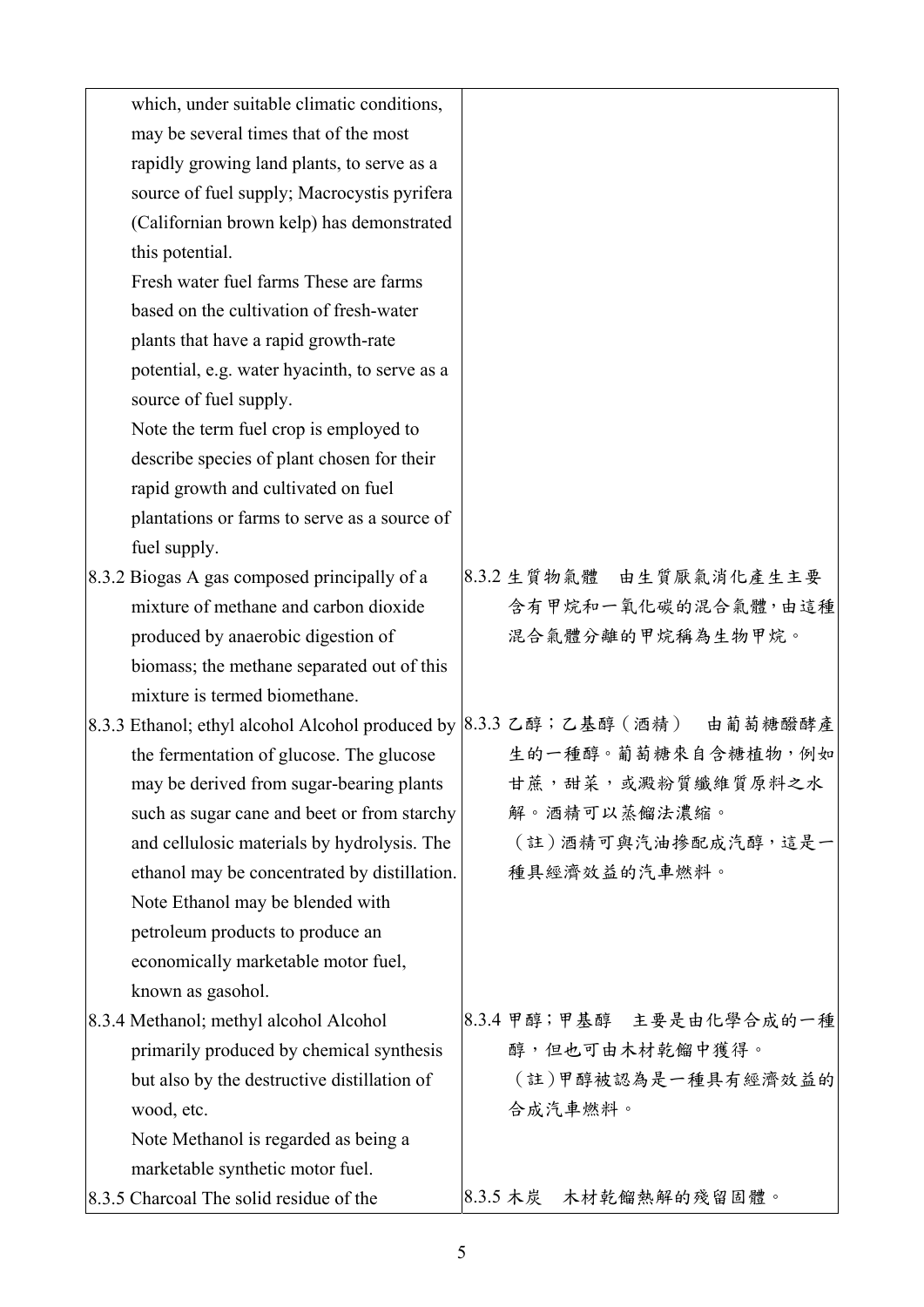| | |
|---|---|
| which, under suitable climatic conditions, may be several times that of the most rapidly growing land plants, to serve as a source of fuel supply; Macrocystis pyrifera (Californian brown kelp) has demonstrated this potential.<br>Fresh water fuel farms These are farms based on the cultivation of fresh-water plants that have a rapid growth-rate potential, e.g. water hyacinth, to serve as a source of fuel supply.<br>Note the term fuel crop is employed to describe species of plant chosen for their rapid growth and cultivated on fuel plantations or farms to serve as a source of fuel supply. | |
| 8.3.2 Biogas A gas composed principally of a mixture of methane and carbon dioxide produced by anaerobic digestion of biomass; the methane separated out of this mixture is termed biomethane. | 8.3.2 生質物氣體　由生質厭氣消化產生主要含有甲烷和一氧化碳的混合氣體，由這種混合氣體分離的甲烷稱為生物甲烷。 |
| 8.3.3 Ethanol; ethyl alcohol Alcohol produced by the fermentation of glucose. The glucose may be derived from sugar-bearing plants such as sugar cane and beet or from starchy and cellulosic materials by hydrolysis. The ethanol may be concentrated by distillation.<br>Note Ethanol may be blended with petroleum products to produce an economically marketable motor fuel, known as gasohol. | 8.3.3 乙醇；乙基醇（酒精）　由葡萄糖醱酵產生的一種醇。葡萄糖來自含糖植物，例如甘蔗，甜菜，或澱粉質纖維質原料之水解。酒精可以蒸餾法濃縮。<br>（註）酒精可與汽油摻配成汽醇，這是一種具經濟效益的汽車燃料。 |
| 8.3.4 Methanol; methyl alcohol Alcohol primarily produced by chemical synthesis but also by the destructive distillation of wood, etc.<br>Note Methanol is regarded as being a marketable synthetic motor fuel. | 8.3.4 甲醇；甲基醇　主要是由化學合成的一種醇，但也可由木材乾餾中獲得。<br>（註）甲醇被認為是一種具有經濟效益的合成汽車燃料。 |
| 8.3.5 Charcoal The solid residue of the | 8.3.5 木炭　木材乾餾熱解的殘留固體。 |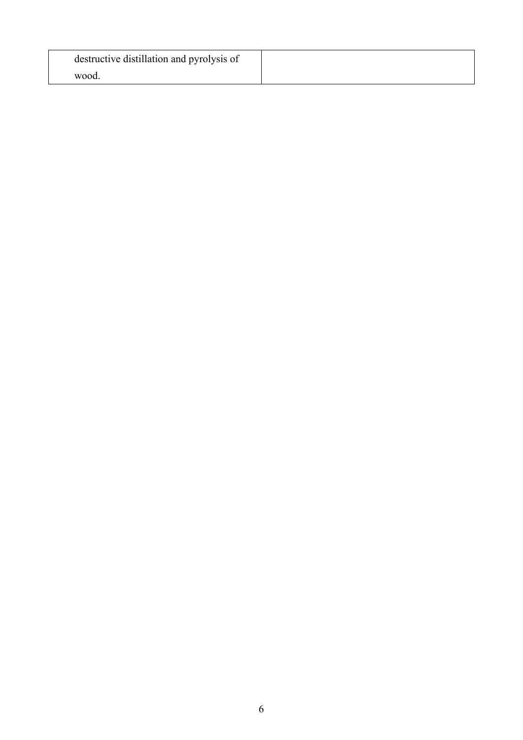| | |
|---|---|
| destructive distillation and pyrolysis of wood. | |